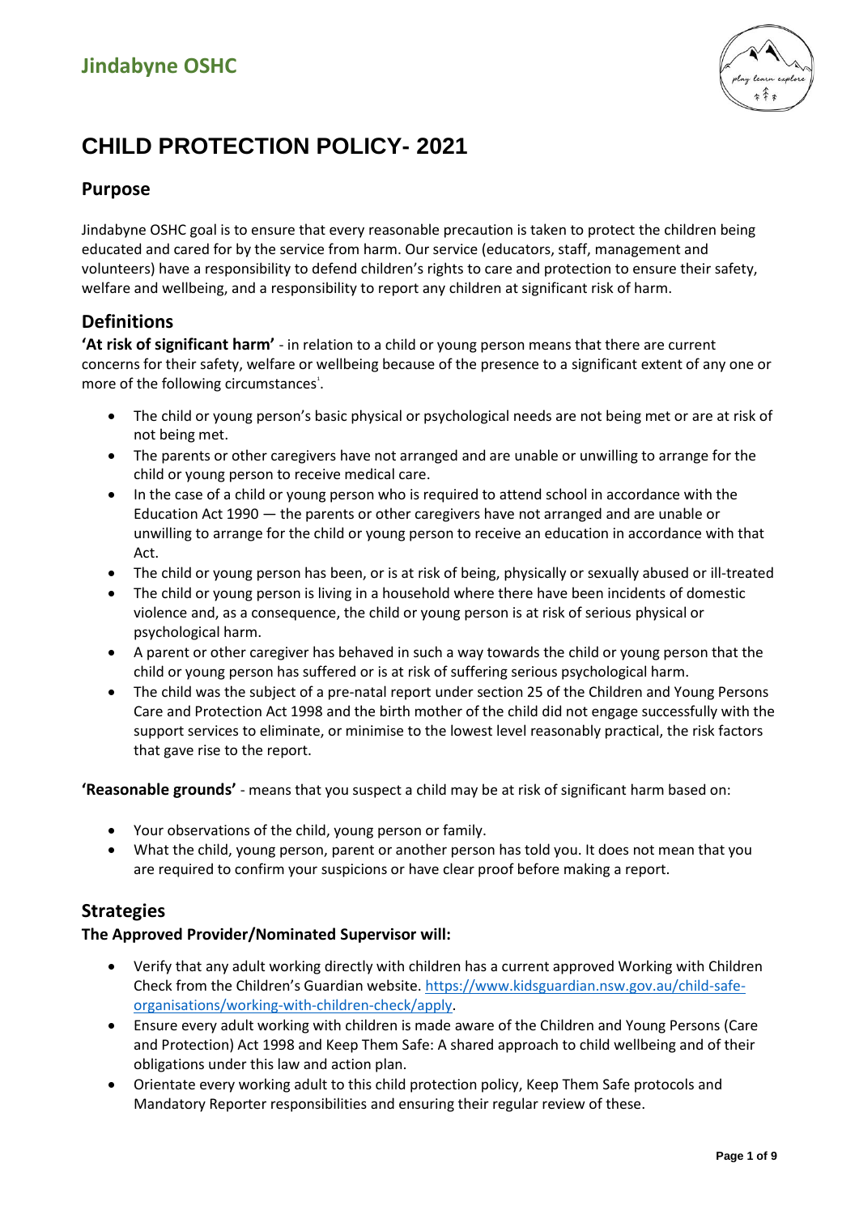# Jindabyne OSHC

# CHILD PROTECTION POLICY- 2021

## Purpose

Jindabyne OSHC goal is to ensure that every reasonable precaution is taken to protect the children being educated and cared for by the service from harm. Our service (educators, staff, management and volunteers) have a responsibility to defend children's rights to care and protection to ensure their safety, welfare and wellbeing, and a responsibility to report any children at significant risk of harm.

## Definitions

**'At risk of significant harm'** - in relation to a child or young person means that there are current concerns for their safety, welfare or wellbeing because of the presence to a significant extent of any one or more of the following circumstances[1].

- The child or young person's basic physical or psychological needs are not being met or are at risk of not being met.
- The parents or other caregivers have not arranged and are unable or unwilling to arrange for the child or young person to receive medical care.
- In the case of a child or young person who is required to attend school in accordance with the Education Act 1990 — the parents or other caregivers have not arranged and are unable or unwilling to arrange for the child or young person to receive an education in accordance with that Act.
- The child or young person has been, or is at risk of being, physically or sexually abused or ill-treated
- The child or young person is living in a household where there have been incidents of domestic violence and, as a consequence, the child or young person is at risk of serious physical or psychological harm.
- A parent or other caregiver has behaved in such a way towards the child or young person that the child or young person has suffered or is at risk of suffering serious psychological harm.
- The child was the subject of a pre-natal report under section 25 of the Children and Young Persons Care and Protection Act 1998 and the birth mother of the child did not engage successfully with the support services to eliminate, or minimise to the lowest level reasonably practical, the risk factors that gave rise to the report.

**'Reasonable grounds'** - means that you suspect a child may be at risk of significant harm based on:

- Your observations of the child, young person or family.
- What the child, young person, parent or another person has told you. It does not mean that you are required to confirm your suspicions or have clear proof before making a report.

## Strategies

**The Approved Provider/Nominated Supervisor will:**

- Verify that any adult working directly with children has a current approved Working with Children Check from the Children's Guardian website. https://www.kidsguardian.nsw.gov.au/child-safe-organisations/working-with-children-check/apply.
- Ensure every adult working with children is made aware of the Children and Young Persons (Care and Protection) Act 1998 and Keep Them Safe: A shared approach to child wellbeing and of their obligations under this law and action plan.
- Orientate every working adult to this child protection policy, Keep Them Safe protocols and Mandatory Reporter responsibilities and ensuring their regular review of these.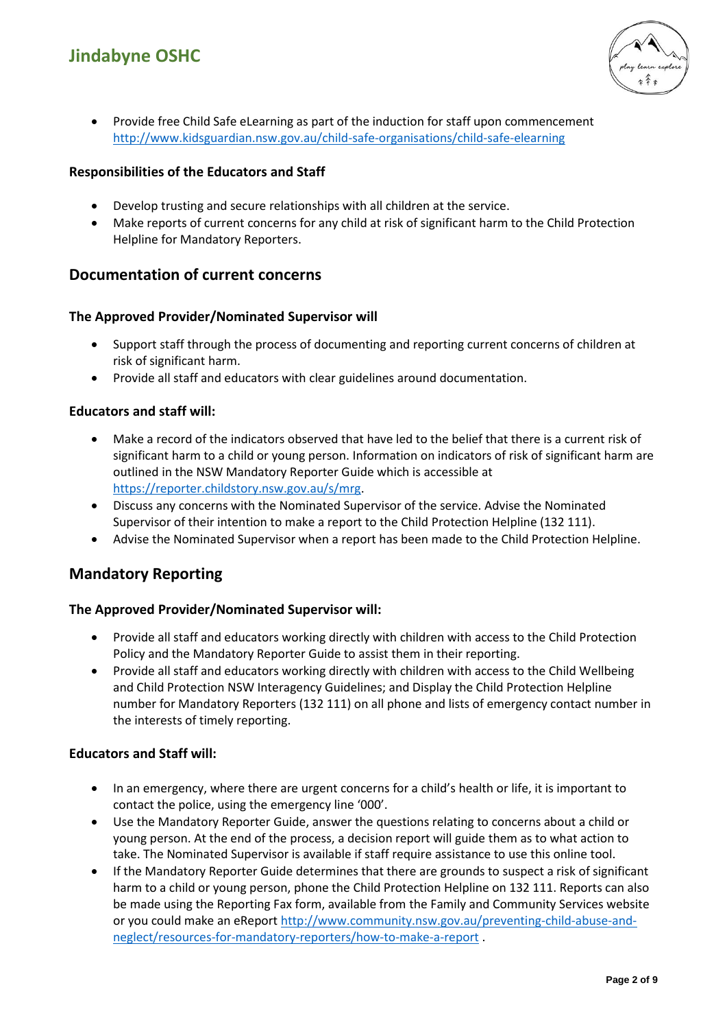- Provide free Child Safe eLearning as part of the induction for staff upon commencement http://www.kidsguardian.nsw.gov.au/child-safe-organisations/child-safe-elearning

### Responsibilities of the Educators and Staff

- Develop trusting and secure relationships with all children at the service.
- Make reports of current concerns for any child at risk of significant harm to the Child Protection Helpline for Mandatory Reporters.

## Documentation of current concerns

### The Approved Provider/Nominated Supervisor will

- Support staff through the process of documenting and reporting current concerns of children at risk of significant harm.
- Provide all staff and educators with clear guidelines around documentation.

### Educators and staff will:

- Make a record of the indicators observed that have led to the belief that there is a current risk of significant harm to a child or young person. Information on indicators of risk of significant harm are outlined in the NSW Mandatory Reporter Guide which is accessible at https://reporter.childstory.nsw.gov.au/s/mrg.
- Discuss any concerns with the Nominated Supervisor of the service. Advise the Nominated Supervisor of their intention to make a report to the Child Protection Helpline (132 111).
- Advise the Nominated Supervisor when a report has been made to the Child Protection Helpline.

## Mandatory Reporting

### The Approved Provider/Nominated Supervisor will:

- Provide all staff and educators working directly with children with access to the Child Protection Policy and the Mandatory Reporter Guide to assist them in their reporting.
- Provide all staff and educators working directly with children with access to the Child Wellbeing and Child Protection NSW Interagency Guidelines; and Display the Child Protection Helpline number for Mandatory Reporters (132 111) on all phone and lists of emergency contact number in the interests of timely reporting.

### Educators and Staff will:

- In an emergency, where there are urgent concerns for a child's health or life, it is important to contact the police, using the emergency line '000'.
- Use the Mandatory Reporter Guide, answer the questions relating to concerns about a child or young person. At the end of the process, a decision report will guide them as to what action to take. The Nominated Supervisor is available if staff require assistance to use this online tool.
- If the Mandatory Reporter Guide determines that there are grounds to suspect a risk of significant harm to a child or young person, phone the Child Protection Helpline on 132 111. Reports can also be made using the Reporting Fax form, available from the Family and Community Services website or you could make an eReport http://www.community.nsw.gov.au/preventing-child-abuse-and-neglect/resources-for-mandatory-reporters/how-to-make-a-report .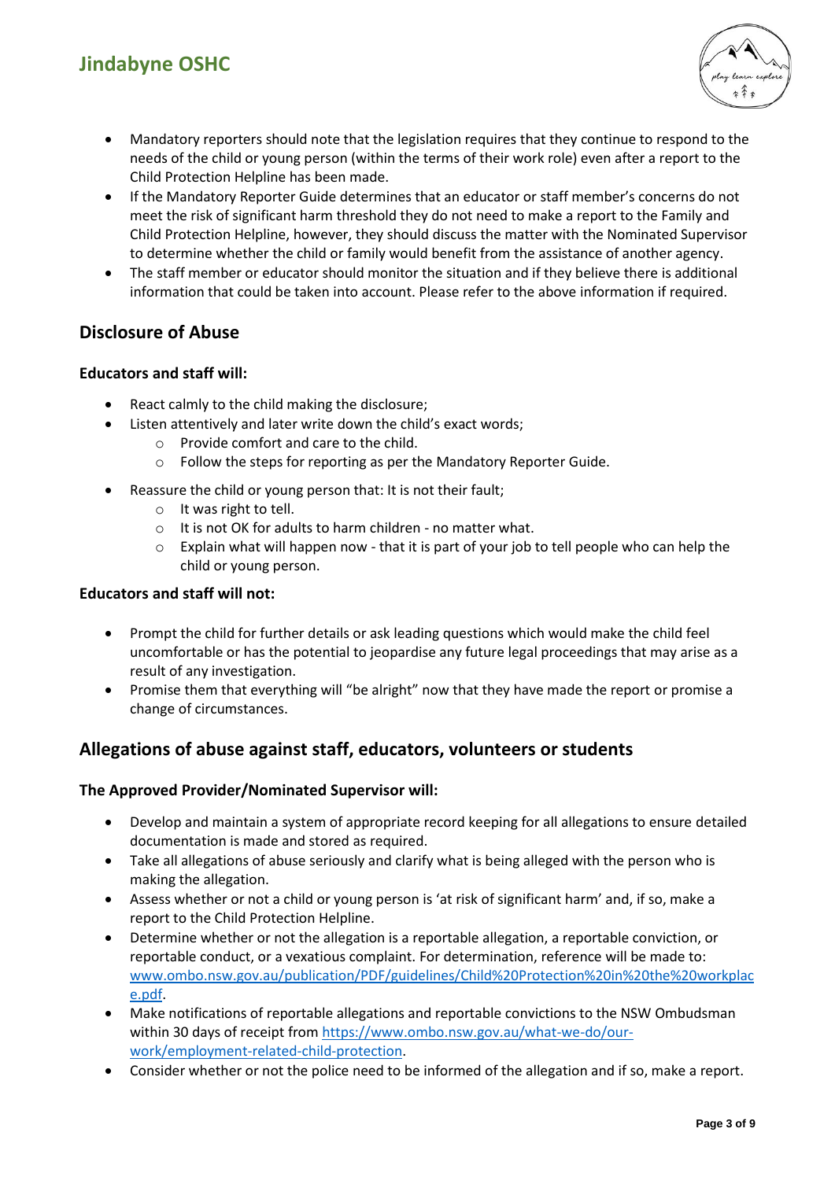- Mandatory reporters should note that the legislation requires that they continue to respond to the needs of the child or young person (within the terms of their work role) even after a report to the Child Protection Helpline has been made.
- If the Mandatory Reporter Guide determines that an educator or staff member's concerns do not meet the risk of significant harm threshold they do not need to make a report to the Family and Child Protection Helpline, however, they should discuss the matter with the Nominated Supervisor to determine whether the child or family would benefit from the assistance of another agency.
- The staff member or educator should monitor the situation and if they believe there is additional information that could be taken into account. Please refer to the above information if required.

## Disclosure of Abuse

**Educators and staff will:**

- React calmly to the child making the disclosure;
- Listen attentively and later write down the child's exact words;
  - Provide comfort and care to the child.
  - Follow the steps for reporting as per the Mandatory Reporter Guide.
- Reassure the child or young person that: It is not their fault;
  - It was right to tell.
  - It is not OK for adults to harm children - no matter what.
  - Explain what will happen now - that it is part of your job to tell people who can help the child or young person.

**Educators and staff will not:**

- Prompt the child for further details or ask leading questions which would make the child feel uncomfortable or has the potential to jeopardise any future legal proceedings that may arise as a result of any investigation.
- Promise them that everything will "be alright" now that they have made the report or promise a change of circumstances.

## Allegations of abuse against staff, educators, volunteers or students

**The Approved Provider/Nominated Supervisor will:**

- Develop and maintain a system of appropriate record keeping for all allegations to ensure detailed documentation is made and stored as required.
- Take all allegations of abuse seriously and clarify what is being alleged with the person who is making the allegation.
- Assess whether or not a child or young person is 'at risk of significant harm' and, if so, make a report to the Child Protection Helpline.
- Determine whether or not the allegation is a reportable allegation, a reportable conviction, or reportable conduct, or a vexatious complaint. For determination, reference will be made to: www.ombo.nsw.gov.au/publication/PDF/guidelines/Child%20Protection%20in%20the%20workplace.pdf.
- Make notifications of reportable allegations and reportable convictions to the NSW Ombudsman within 30 days of receipt from https://www.ombo.nsw.gov.au/what-we-do/our-work/employment-related-child-protection.
- Consider whether or not the police need to be informed of the allegation and if so, make a report.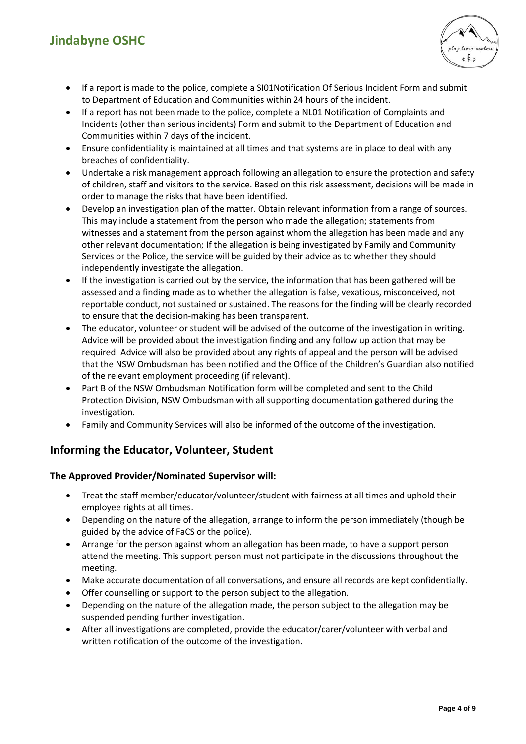- If a report is made to the police, complete a SI01Notification Of Serious Incident Form and submit to Department of Education and Communities within 24 hours of the incident.
- If a report has not been made to the police, complete a NL01 Notification of Complaints and Incidents (other than serious incidents) Form and submit to the Department of Education and Communities within 7 days of the incident.
- Ensure confidentiality is maintained at all times and that systems are in place to deal with any breaches of confidentiality.
- Undertake a risk management approach following an allegation to ensure the protection and safety of children, staff and visitors to the service. Based on this risk assessment, decisions will be made in order to manage the risks that have been identified.
- Develop an investigation plan of the matter. Obtain relevant information from a range of sources. This may include a statement from the person who made the allegation; statements from witnesses and a statement from the person against whom the allegation has been made and any other relevant documentation; If the allegation is being investigated by Family and Community Services or the Police, the service will be guided by their advice as to whether they should independently investigate the allegation.
- If the investigation is carried out by the service, the information that has been gathered will be assessed and a finding made as to whether the allegation is false, vexatious, misconceived, not reportable conduct, not sustained or sustained. The reasons for the finding will be clearly recorded to ensure that the decision-making has been transparent.
- The educator, volunteer or student will be advised of the outcome of the investigation in writing. Advice will be provided about the investigation finding and any follow up action that may be required. Advice will also be provided about any rights of appeal and the person will be advised that the NSW Ombudsman has been notified and the Office of the Children's Guardian also notified of the relevant employment proceeding (if relevant).
- Part B of the NSW Ombudsman Notification form will be completed and sent to the Child Protection Division, NSW Ombudsman with all supporting documentation gathered during the investigation.
- Family and Community Services will also be informed of the outcome of the investigation.

## Informing the Educator, Volunteer, Student

### The Approved Provider/Nominated Supervisor will:

- Treat the staff member/educator/volunteer/student with fairness at all times and uphold their employee rights at all times.
- Depending on the nature of the allegation, arrange to inform the person immediately (though be guided by the advice of FaCS or the police).
- Arrange for the person against whom an allegation has been made, to have a support person attend the meeting. This support person must not participate in the discussions throughout the meeting.
- Make accurate documentation of all conversations, and ensure all records are kept confidentially.
- Offer counselling or support to the person subject to the allegation.
- Depending on the nature of the allegation made, the person subject to the allegation may be suspended pending further investigation.
- After all investigations are completed, provide the educator/carer/volunteer with verbal and written notification of the outcome of the investigation.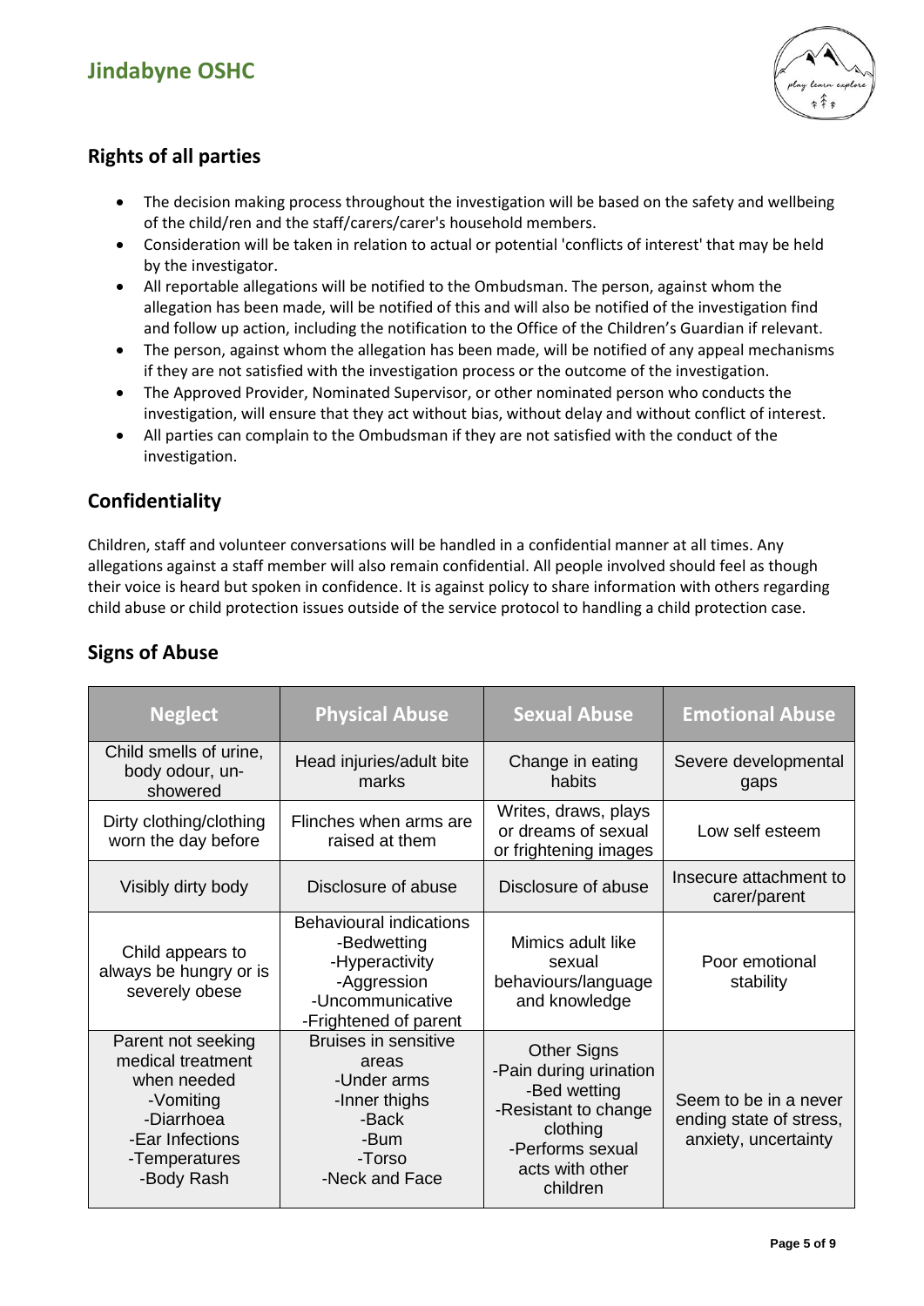## Rights of all parties

- The decision making process throughout the investigation will be based on the safety and wellbeing of the child/ren and the staff/carers/carer's household members.
- Consideration will be taken in relation to actual or potential 'conflicts of interest' that may be held by the investigator.
- All reportable allegations will be notified to the Ombudsman. The person, against whom the allegation has been made, will be notified of this and will also be notified of the investigation find and follow up action, including the notification to the Office of the Children's Guardian if relevant.
- The person, against whom the allegation has been made, will be notified of any appeal mechanisms if they are not satisfied with the investigation process or the outcome of the investigation.
- The Approved Provider, Nominated Supervisor, or other nominated person who conducts the investigation, will ensure that they act without bias, without delay and without conflict of interest.
- All parties can complain to the Ombudsman if they are not satisfied with the conduct of the investigation.

## Confidentiality

Children, staff and volunteer conversations will be handled in a confidential manner at all times. Any allegations against a staff member will also remain confidential. All people involved should feel as though their voice is heard but spoken in confidence. It is against policy to share information with others regarding child abuse or child protection issues outside of the service protocol to handling a child protection case.

## Signs of Abuse

| Neglect | Physical Abuse | Sexual Abuse | Emotional Abuse |
|---|---|---|---|
| Child smells of urine, body odour, un-showered | Head injuries/adult bite marks | Change in eating habits | Severe developmental gaps |
| Dirty clothing/clothing worn the day before | Flinches when arms are raised at them | Writes, draws, plays or dreams of sexual or frightening images | Low self esteem |
| Visibly dirty body | Disclosure of abuse | Disclosure of abuse | Insecure attachment to carer/parent |
| Child appears to always be hungry or is severely obese | Behavioural indications<br>-Bedwetting<br>-Hyperactivity<br>-Aggression<br>-Uncommunicative<br>-Frightened of parent | Mimics adult like sexual behaviours/language and knowledge | Poor emotional stability |
| Parent not seeking medical treatment when needed<br>-Vomiting<br>-Diarrhoea<br>-Ear Infections<br>-Temperatures<br>-Body Rash | Bruises in sensitive areas<br>-Under arms<br>-Inner thighs<br>-Back<br>-Bum<br>-Torso<br>-Neck and Face | Other Signs<br>-Pain during urination<br>-Bed wetting<br>-Resistant to change clothing<br>-Performs sexual acts with other children | Seem to be in a never ending state of stress, anxiety, uncertainty |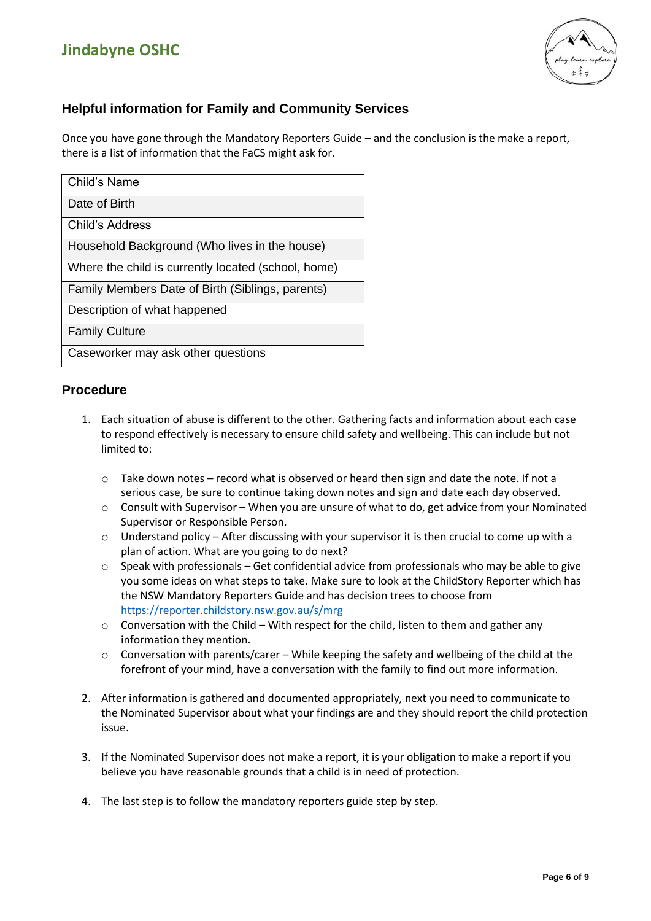## Helpful information for Family and Community Services

Once you have gone through the Mandatory Reporters Guide – and the conclusion is the make a report, there is a list of information that the FaCS might ask for.

| Child's Name |
|---|
| Date of Birth |
| Child's Address |
| Household Background (Who lives in the house) |
| Where the child is currently located (school, home) |
| Family Members Date of Birth (Siblings, parents) |
| Description of what happened |
| Family Culture |
| Caseworker may ask other questions |

## Procedure

1. Each situation of abuse is different to the other. Gathering facts and information about each case to respond effectively is necessary to ensure child safety and wellbeing. This can include but not limited to:

   - Take down notes – record what is observed or heard then sign and date the note. If not a serious case, be sure to continue taking down notes and sign and date each day observed.
   - Consult with Supervisor – When you are unsure of what to do, get advice from your Nominated Supervisor or Responsible Person.
   - Understand policy – After discussing with your supervisor it is then crucial to come up with a plan of action. What are you going to do next?
   - Speak with professionals – Get confidential advice from professionals who may be able to give you some ideas on what steps to take. Make sure to look at the ChildStory Reporter which has the NSW Mandatory Reporters Guide and has decision trees to choose from https://reporter.childstory.nsw.gov.au/s/mrg
   - Conversation with the Child – With respect for the child, listen to them and gather any information they mention.
   - Conversation with parents/carer – While keeping the safety and wellbeing of the child at the forefront of your mind, have a conversation with the family to find out more information.

2. After information is gathered and documented appropriately, next you need to communicate to the Nominated Supervisor about what your findings are and they should report the child protection issue.

3. If the Nominated Supervisor does not make a report, it is your obligation to make a report if you believe you have reasonable grounds that a child is in need of protection.

4. The last step is to follow the mandatory reporters guide step by step.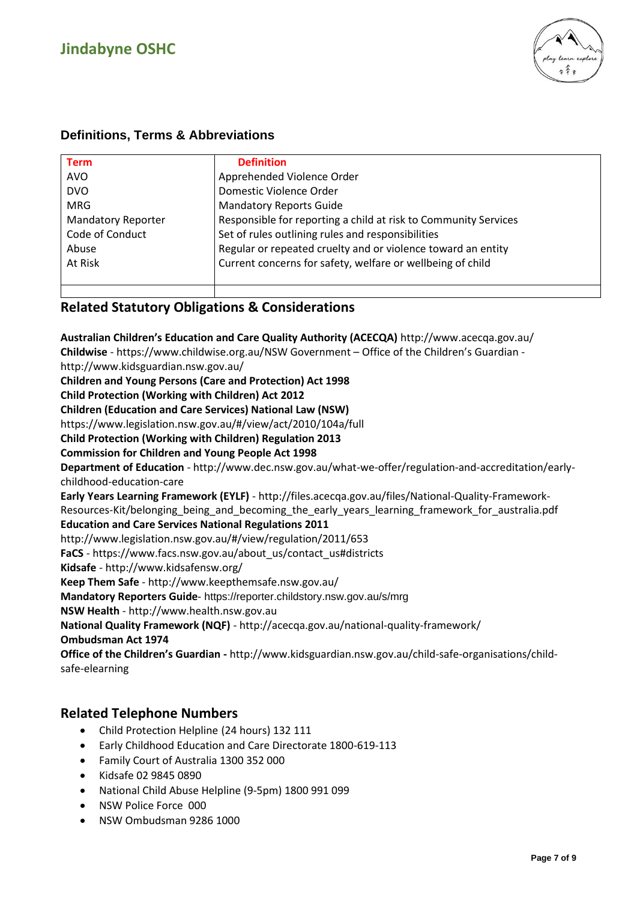## Definitions, Terms & Abbreviations

| Term | Definition |
| --- | --- |
| AVO | Apprehended Violence Order |
| DVO | Domestic Violence Order |
| MRG | Mandatory Reports Guide |
| Mandatory Reporter | Responsible for reporting a child at risk to Community Services |
| Code of Conduct | Set of rules outlining rules and responsibilities |
| Abuse | Regular or repeated cruelty and or violence toward an entity |
| At Risk | Current concerns for safety, welfare or wellbeing of child |
| | |

## Related Statutory Obligations & Considerations

**Australian Children's Education and Care Quality Authority (ACECQA)** http://www.acecqa.gov.au/
**Childwise** - https://www.childwise.org.au/NSW Government – Office of the Children's Guardian - http://www.kidsguardian.nsw.gov.au/
**Children and Young Persons (Care and Protection) Act 1998**
**Child Protection (Working with Children) Act 2012**
**Children (Education and Care Services) National Law (NSW)**
https://www.legislation.nsw.gov.au/#/view/act/2010/104a/full
**Child Protection (Working with Children) Regulation 2013**
**Commission for Children and Young People Act 1998**
**Department of Education** - http://www.dec.nsw.gov.au/what-we-offer/regulation-and-accreditation/early-childhood-education-care
**Early Years Learning Framework (EYLF)** - http://files.acecqa.gov.au/files/National-Quality-Framework-Resources-Kit/belonging_being_and_becoming_the_early_years_learning_framework_for_australia.pdf
**Education and Care Services National Regulations 2011**
http://www.legislation.nsw.gov.au/#/view/regulation/2011/653
**FaCS** - https://www.facs.nsw.gov.au/about_us/contact_us#districts
**Kidsafe** - http://www.kidsafensw.org/
**Keep Them Safe** - http://www.keepthemsafe.nsw.gov.au/
**Mandatory Reporters Guide**- https://reporter.childstory.nsw.gov.au/s/mrg
**NSW Health** - http://www.health.nsw.gov.au
**National Quality Framework (NQF)** - http://acecqa.gov.au/national-quality-framework/
**Ombudsman Act 1974**
**Office of the Children's Guardian -** http://www.kidsguardian.nsw.gov.au/child-safe-organisations/child-safe-elearning

## Related Telephone Numbers

- Child Protection Helpline (24 hours) 132 111
- Early Childhood Education and Care Directorate 1800-619-113
- Family Court of Australia 1300 352 000
- Kidsafe 02 9845 0890
- National Child Abuse Helpline (9-5pm) 1800 991 099
- NSW Police Force 000
- NSW Ombudsman 9286 1000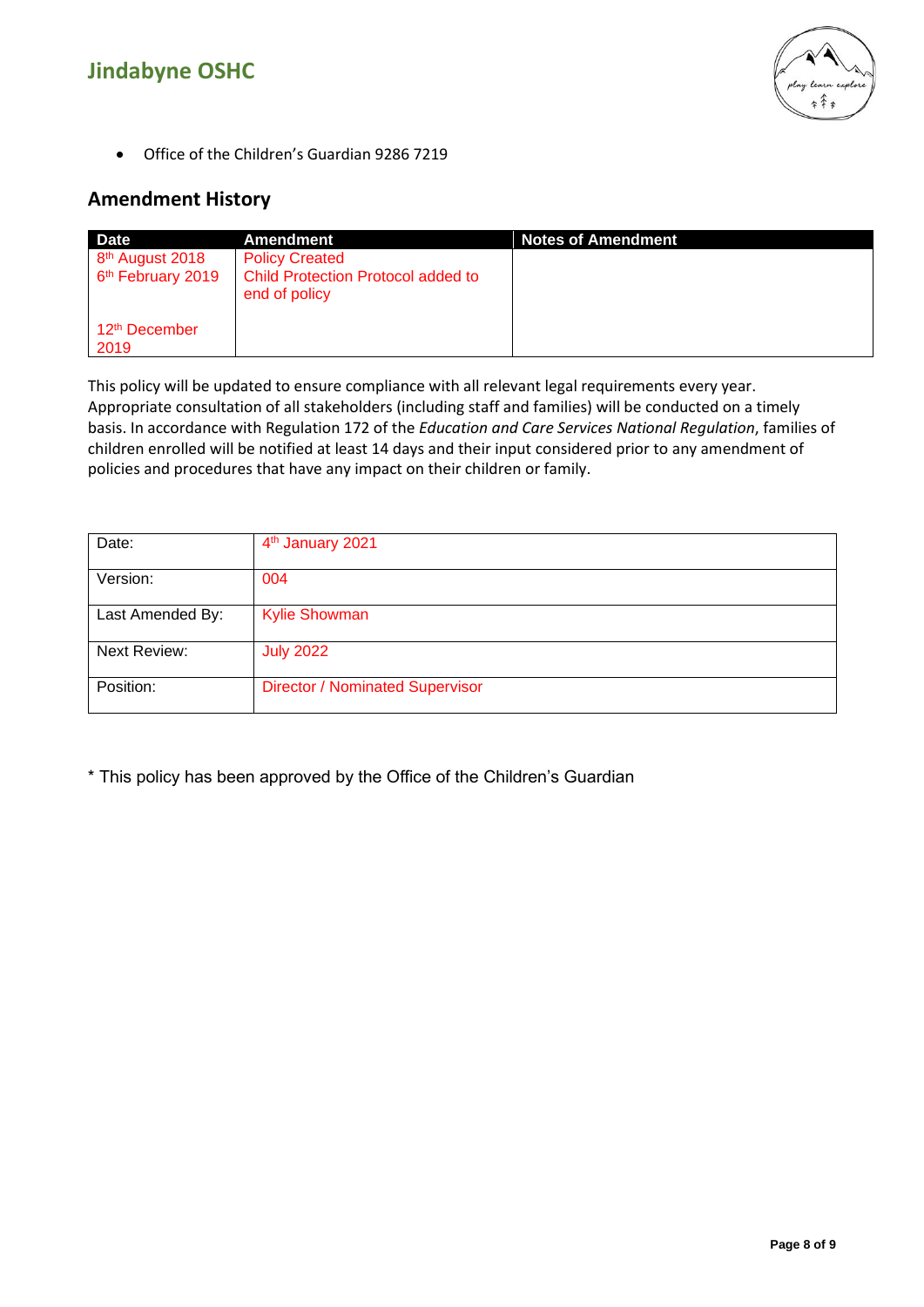- Office of the Children's Guardian 9286 7219

## Amendment History

| Date | Amendment | Notes of Amendment |
|---|---|---|
| 8th August 2018 | Policy Created | |
| 6th February 2019 | Child Protection Protocol added to end of policy | |
| 12th December 2019 | | |

This policy will be updated to ensure compliance with all relevant legal requirements every year. Appropriate consultation of all stakeholders (including staff and families) will be conducted on a timely basis. In accordance with Regulation 172 of the *Education and Care Services National Regulation*, families of children enrolled will be notified at least 14 days and their input considered prior to any amendment of policies and procedures that have any impact on their children or family.

| | |
|---|---|
| Date: | 4th January 2021 |
| Version: | 004 |
| Last Amended By: | Kylie Showman |
| Next Review: | July 2022 |
| Position: | Director / Nominated Supervisor |

* This policy has been approved by the Office of the Children's Guardian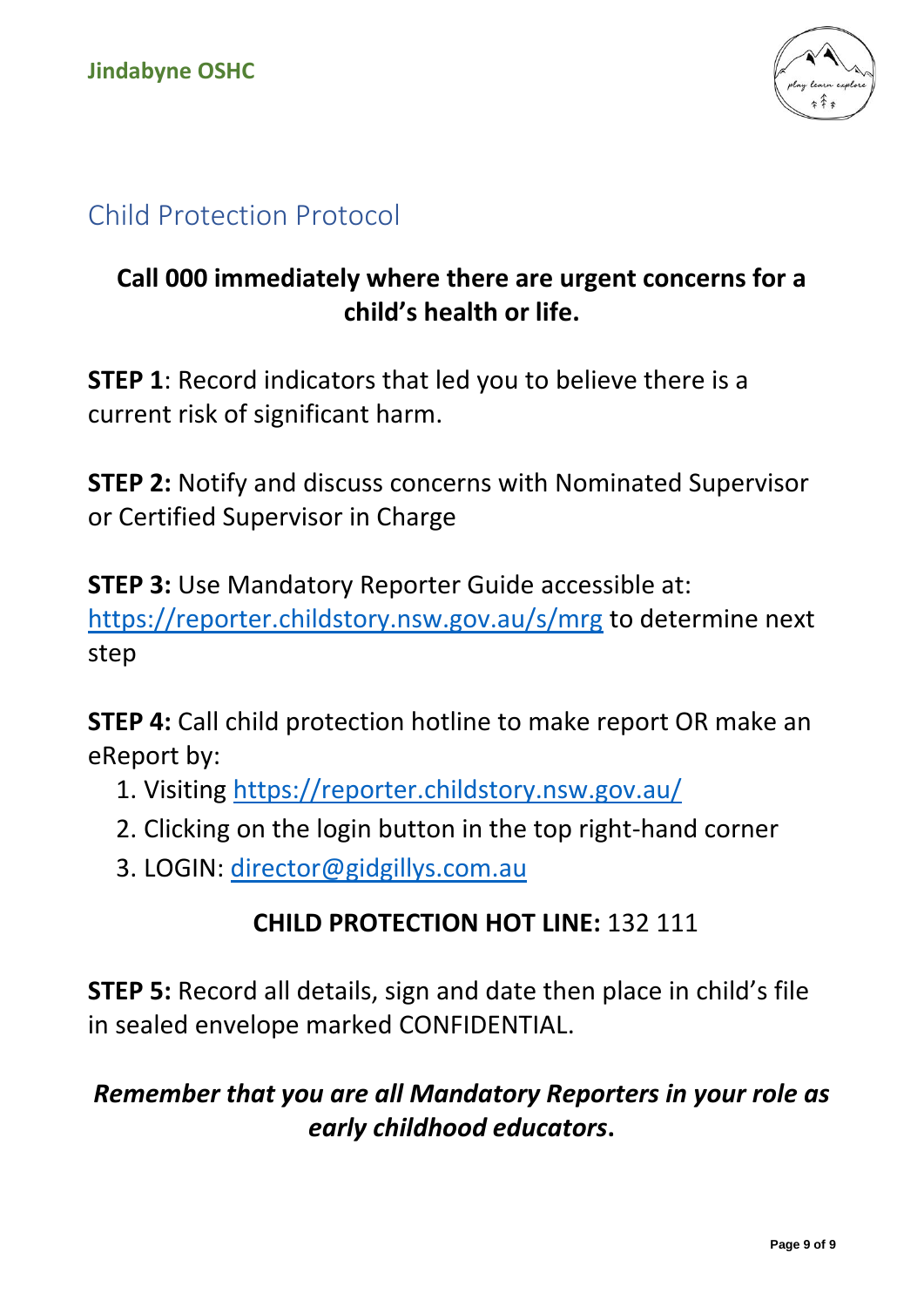# Child Protection Protocol

**Call 000 immediately where there are urgent concerns for a child's health or life.**

**STEP 1**: Record indicators that led you to believe there is a current risk of significant harm.

**STEP 2:** Notify and discuss concerns with Nominated Supervisor or Certified Supervisor in Charge

**STEP 3:** Use Mandatory Reporter Guide accessible at: https://reporter.childstory.nsw.gov.au/s/mrg to determine next step

**STEP 4:** Call child protection hotline to make report OR make an eReport by:

1. Visiting https://reporter.childstory.nsw.gov.au/
2. Clicking on the login button in the top right-hand corner
3. LOGIN: director@gidgillys.com.au

**CHILD PROTECTION HOT LINE:** 132 111

**STEP 5:** Record all details, sign and date then place in child's file in sealed envelope marked CONFIDENTIAL.

***Remember that you are all Mandatory Reporters in your role as early childhood educators.***